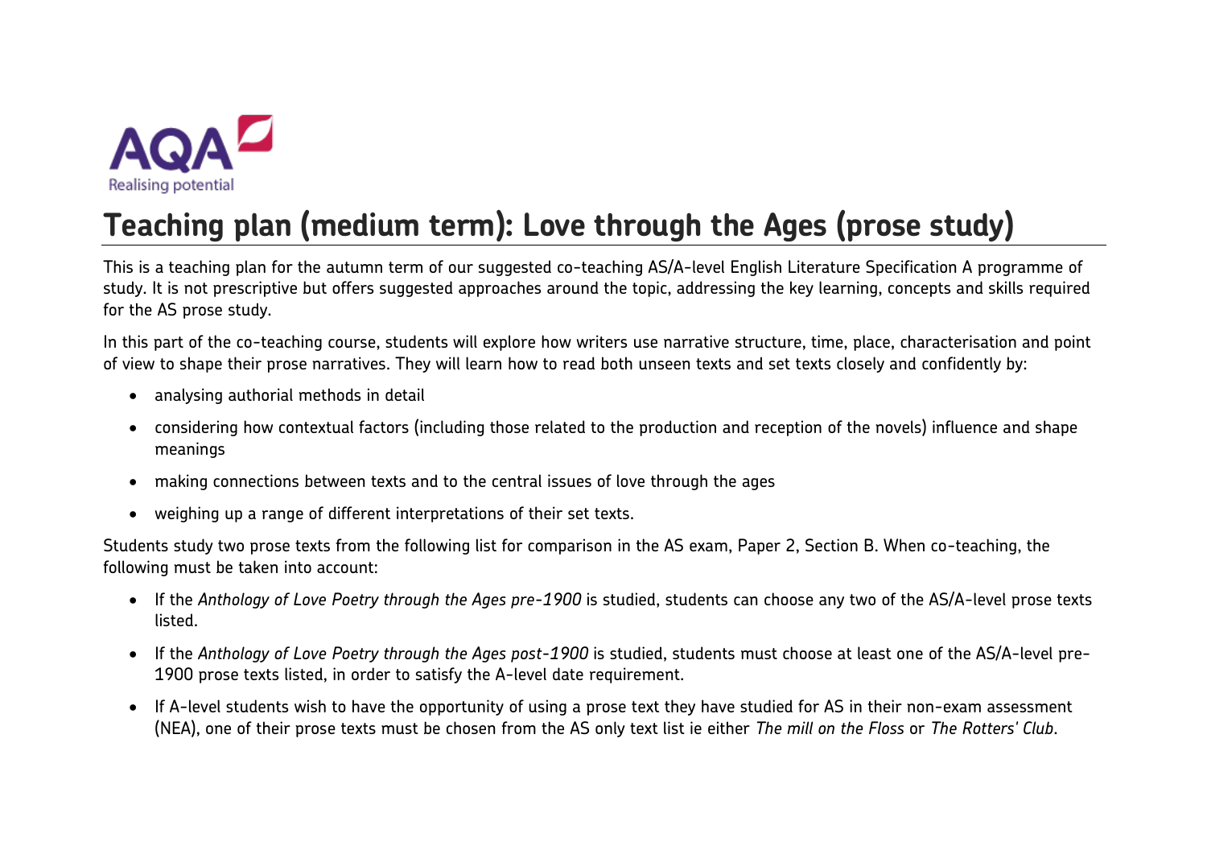# Teaching plan (medium term): Love through the Ages (prose study)

This is a teaching plan for the autumn term of our suggested co-teaching AS/A-level English Literature Specification A programme of study. It is not prescriptive but offers suggested approaches around the topic, addressing the key learning, concepts and skills required for the AS prose study.

In this part of the co-teaching course, students will explore how writers use narrative structure, time, place, characterisation and point of view to shape their prose narratives. They will learn how to read both unseen texts and set texts closely and confidently by:

- analysing authorial methods in detail
- considering how contextual factors (including those related to the production and reception of the novels) influence and shape meanings
- making connections between texts and to the central issues of love through the ages
- weighing up a range of different interpretations of their set texts.

Students study two prose texts from the following list for comparison in the AS exam, Paper 2, Section B. When co-teaching, the following must be taken into account:

- If the *Anthology of Love Poetry through the Ages pre-1900* is studied, students can choose any two of the AS/A-level prose texts listed.
- If the *Anthology of Love Poetry through the Ages post-1900* is studied, students must choose at least one of the AS/A-level pre-1900 prose texts listed, in order to satisfy the A-level date requirement.
- If A-level students wish to have the opportunity of using a prose text they have studied for AS in their non-exam assessment (NEA), one of their prose texts must be chosen from the AS only text list ie either *The mill on the Floss* or *The Rotters' Club*.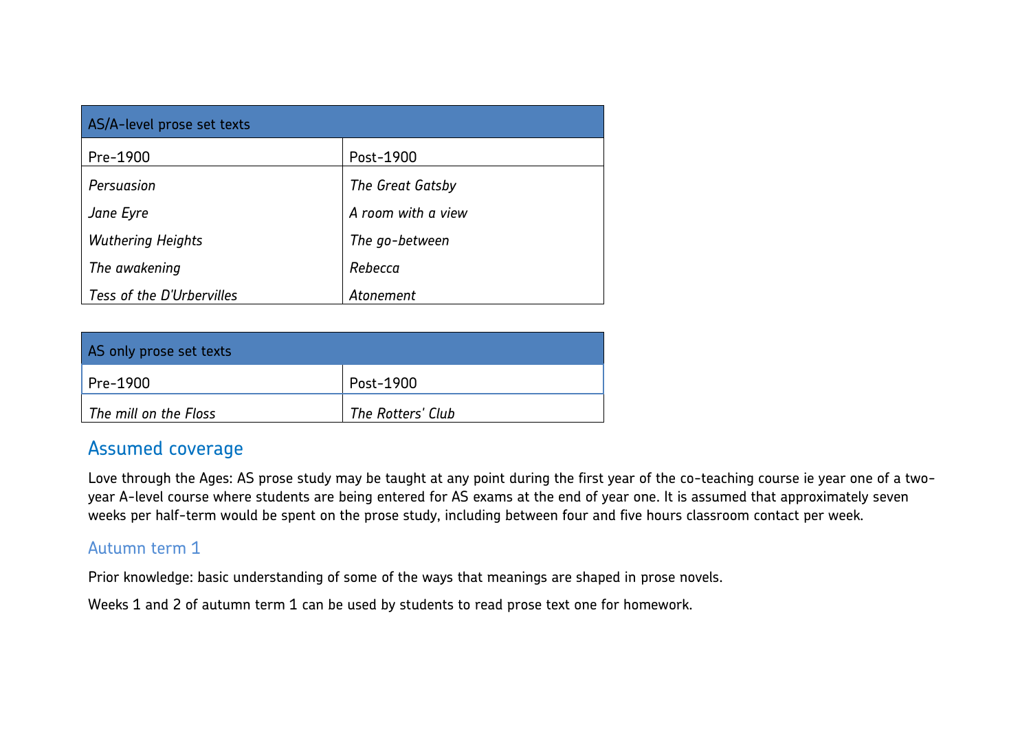| AS/A-level prose set texts | |
|---|---|
| Pre-1900 | Post-1900 |
| *Persuasion* | *The Great Gatsby* |
| *Jane Eyre* | *A room with a view* |
| *Wuthering Heights* | *The go-between* |
| *The awakening* | *Rebecca* |
| *Tess of the D'Urbervilles* | *Atonement* |

| AS only prose set texts | |
|---|---|
| Pre-1900 | Post-1900 |
| *The mill on the Floss* | *The Rotters' Club* |

## Assumed coverage

Love through the Ages: AS prose study may be taught at any point during the first year of the co-teaching course ie year one of a two-year A-level course where students are being entered for AS exams at the end of year one. It is assumed that approximately seven weeks per half-term would be spent on the prose study, including between four and five hours classroom contact per week.

### Autumn term 1

Prior knowledge: basic understanding of some of the ways that meanings are shaped in prose novels.

Weeks 1 and 2 of autumn term 1 can be used by students to read prose text one for homework.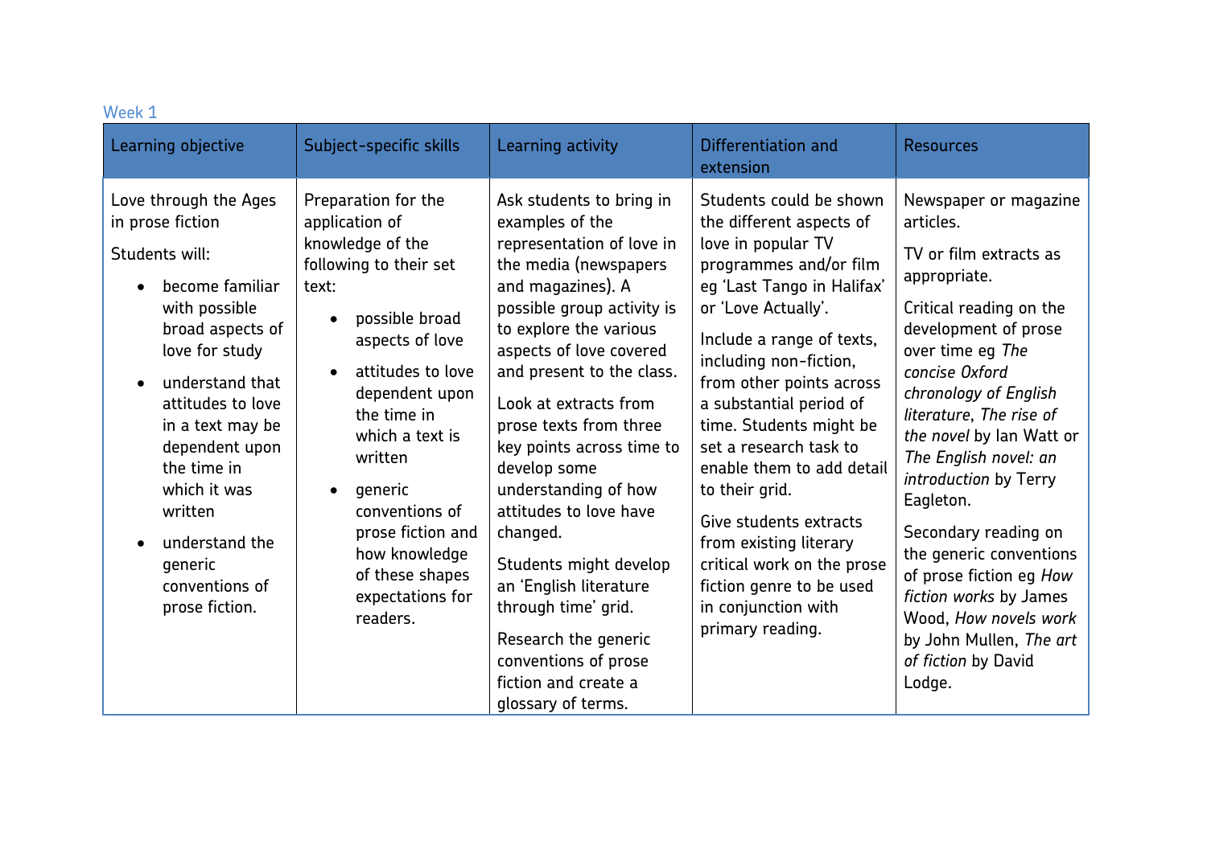Week 1

| Learning objective | Subject-specific skills | Learning activity | Differentiation and extension | Resources |
|---|---|---|---|---|
| Love through the Ages in prose fiction<br><br>Students will:<br><br>• become familiar with possible broad aspects of love for study<br><br>• understand that attitudes to love in a text may be dependent upon the time in which it was written<br><br>• understand the generic conventions of prose fiction. | Preparation for the application of knowledge of the following to their set text:<br><br>• possible broad aspects of love<br><br>• attitudes to love dependent upon the time in which a text is written<br><br>• generic conventions of prose fiction and how knowledge of these shapes expectations for readers. | Ask students to bring in examples of the representation of love in the media (newspapers and magazines). A possible group activity is to explore the various aspects of love covered and present to the class.<br><br>Look at extracts from prose texts from three key points across time to develop some understanding of how attitudes to love have changed.<br><br>Students might develop an 'English literature through time' grid.<br><br>Research the generic conventions of prose fiction and create a glossary of terms. | Students could be shown the different aspects of love in popular TV programmes and/or film eg 'Last Tango in Halifax' or 'Love Actually'.<br><br>Include a range of texts, including non-fiction, from other points across a substantial period of time. Students might be set a research task to enable them to add detail to their grid.<br><br>Give students extracts from existing literary critical work on the prose fiction genre to be used in conjunction with primary reading. | Newspaper or magazine articles.<br><br>TV or film extracts as appropriate.<br><br>Critical reading on the development of prose over time eg *The concise Oxford chronology of English literature*, *The rise of the novel* by Ian Watt or *The English novel: an introduction* by Terry Eagleton.<br><br>Secondary reading on the generic conventions of prose fiction eg *How fiction works* by James Wood, *How novels work* by John Mullen, *The art of fiction* by David Lodge. |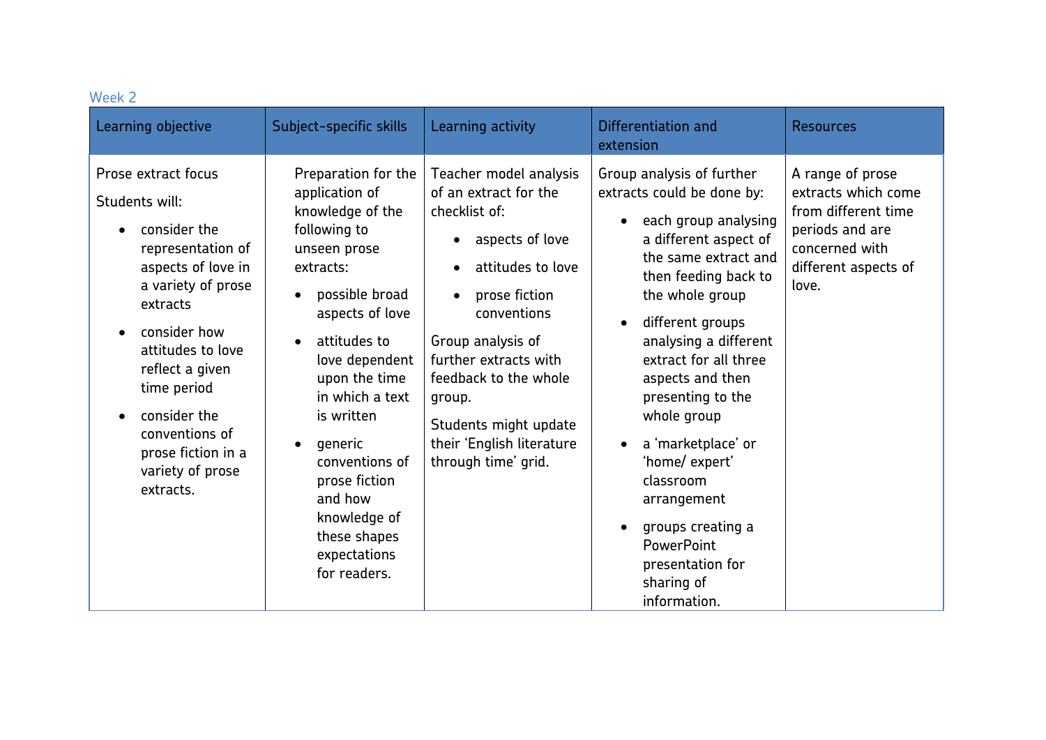## Week 2

| Learning objective | Subject-specific skills | Learning activity | Differentiation and extension | Resources |
|---|---|---|---|---|
| Prose extract focus<br><br>Students will:<br><br>• consider the representation of aspects of love in a variety of prose extracts<br>• consider how attitudes to love reflect a given time period<br>• consider the conventions of prose fiction in a variety of prose extracts. | Preparation for the application of knowledge of the following to unseen prose extracts:<br><br>• possible broad aspects of love<br>• attitudes to love dependent upon the time in which a text is written<br>• generic conventions of prose fiction and how knowledge of these shapes expectations for readers. | Teacher model analysis of an extract for the checklist of:<br><br>• aspects of love<br>• attitudes to love<br>• prose fiction conventions<br><br>Group analysis of further extracts with feedback to the whole group.<br><br>Students might update their 'English literature through time' grid. | Group analysis of further extracts could be done by:<br><br>• each group analysing a different aspect of the same extract and then feeding back to the whole group<br>• different groups analysing a different extract for all three aspects and then presenting to the whole group<br>• a 'marketplace' or 'home/ expert' classroom arrangement<br>• groups creating a PowerPoint presentation for sharing of information. | A range of prose extracts which come from different time periods and are concerned with different aspects of love. |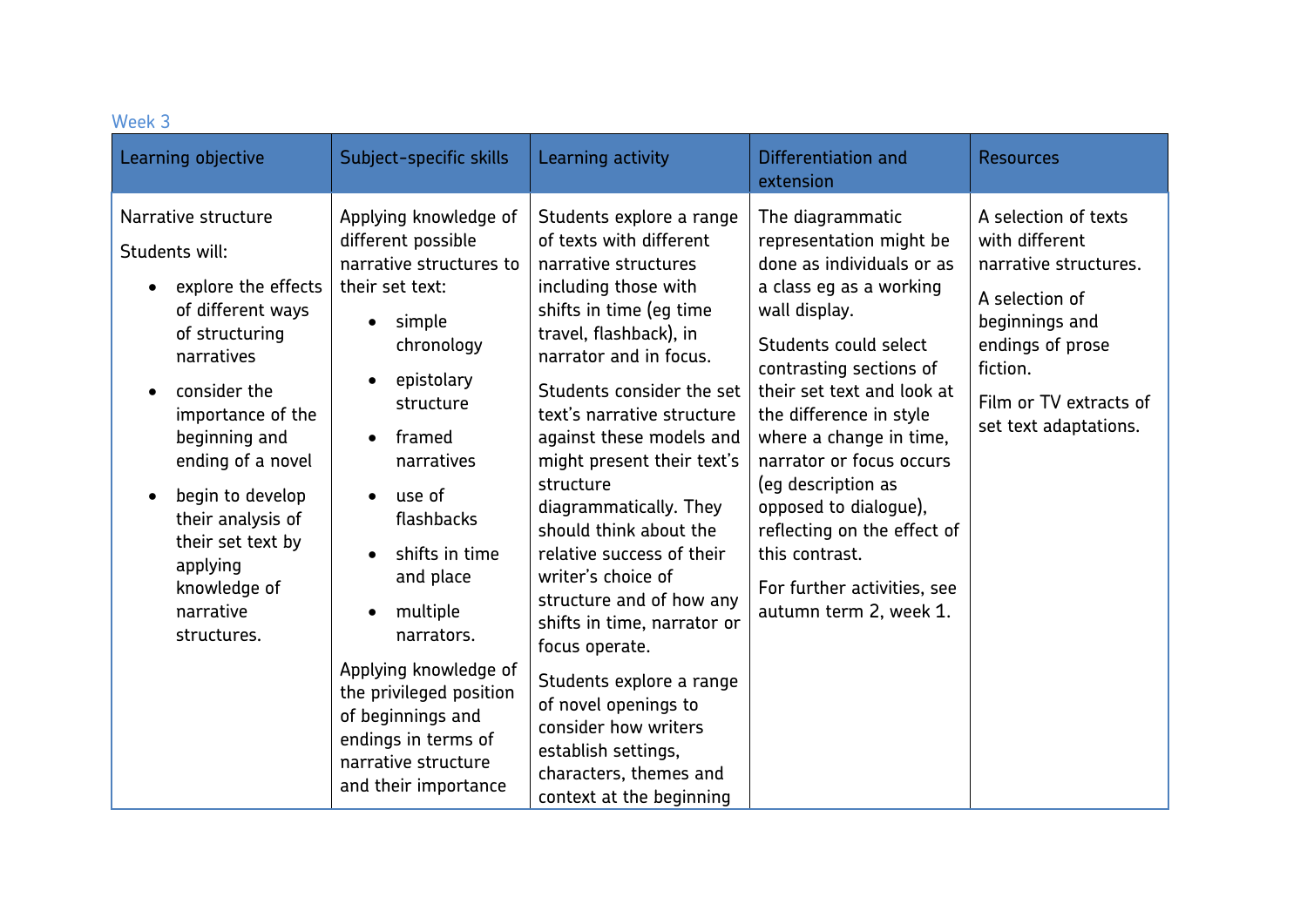### Week 3

| Learning objective | Subject-specific skills | Learning activity | Differentiation and extension | Resources |
|---|---|---|---|---|
| Narrative structure<br><br>Students will:<br><br>• explore the effects of different ways of structuring narratives<br><br>• consider the importance of the beginning and ending of a novel<br><br>• begin to develop their analysis of their set text by applying knowledge of narrative structures. | Applying knowledge of different possible narrative structures to their set text:<br><br>• simple chronology<br><br>• epistolary structure<br><br>• framed narratives<br><br>• use of flashbacks<br><br>• shifts in time and place<br><br>• multiple narrators.<br><br>Applying knowledge of the privileged position of beginnings and endings in terms of narrative structure and their importance | Students explore a range of texts with different narrative structures including those with shifts in time (eg time travel, flashback), in narrator and in focus.<br><br>Students consider the set text's narrative structure against these models and might present their text's structure diagrammatically. They should think about the relative success of their writer's choice of structure and of how any shifts in time, narrator or focus operate.<br><br>Students explore a range of novel openings to consider how writers establish settings, characters, themes and context at the beginning | The diagrammatic representation might be done as individuals or as a class eg as a working wall display.<br><br>Students could select contrasting sections of their set text and look at the difference in style where a change in time, narrator or focus occurs (eg description as opposed to dialogue), reflecting on the effect of this contrast.<br><br>For further activities, see autumn term 2, week 1. | A selection of texts with different narrative structures.<br><br>A selection of beginnings and endings of prose fiction.<br><br>Film or TV extracts of set text adaptations. |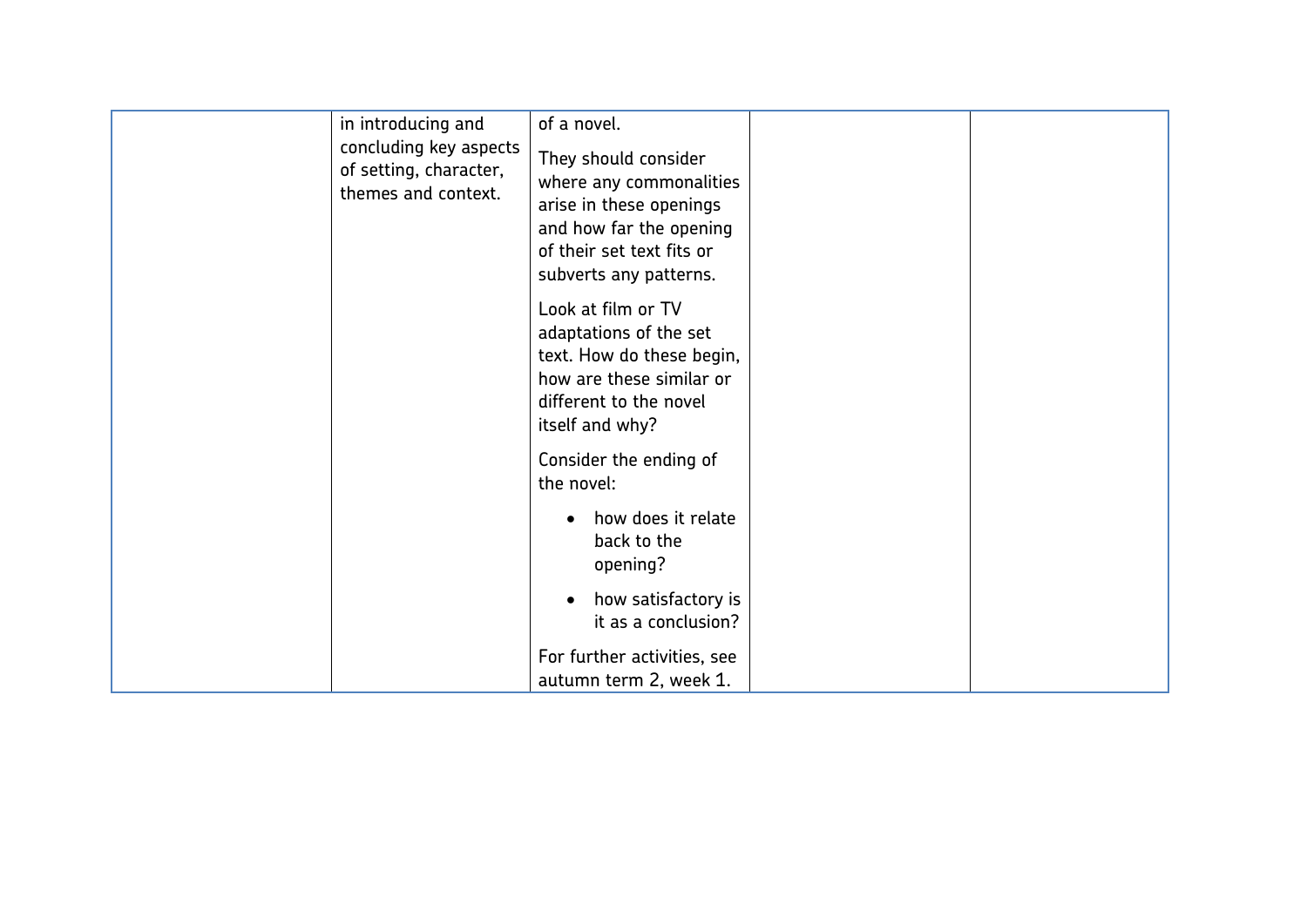| | | | | |
|---|---|---|---|---|
| | in introducing and concluding key aspects of setting, character, themes and context. | of a novel.<br><br>They should consider where any commonalities arise in these openings and how far the opening of their set text fits or subverts any patterns.<br><br>Look at film or TV adaptations of the set text. How do these begin, how are these similar or different to the novel itself and why?<br><br>Consider the ending of the novel:<br><br>• how does it relate back to the opening?<br><br>• how satisfactory is it as a conclusion?<br><br>For further activities, see autumn term 2, week 1. | | |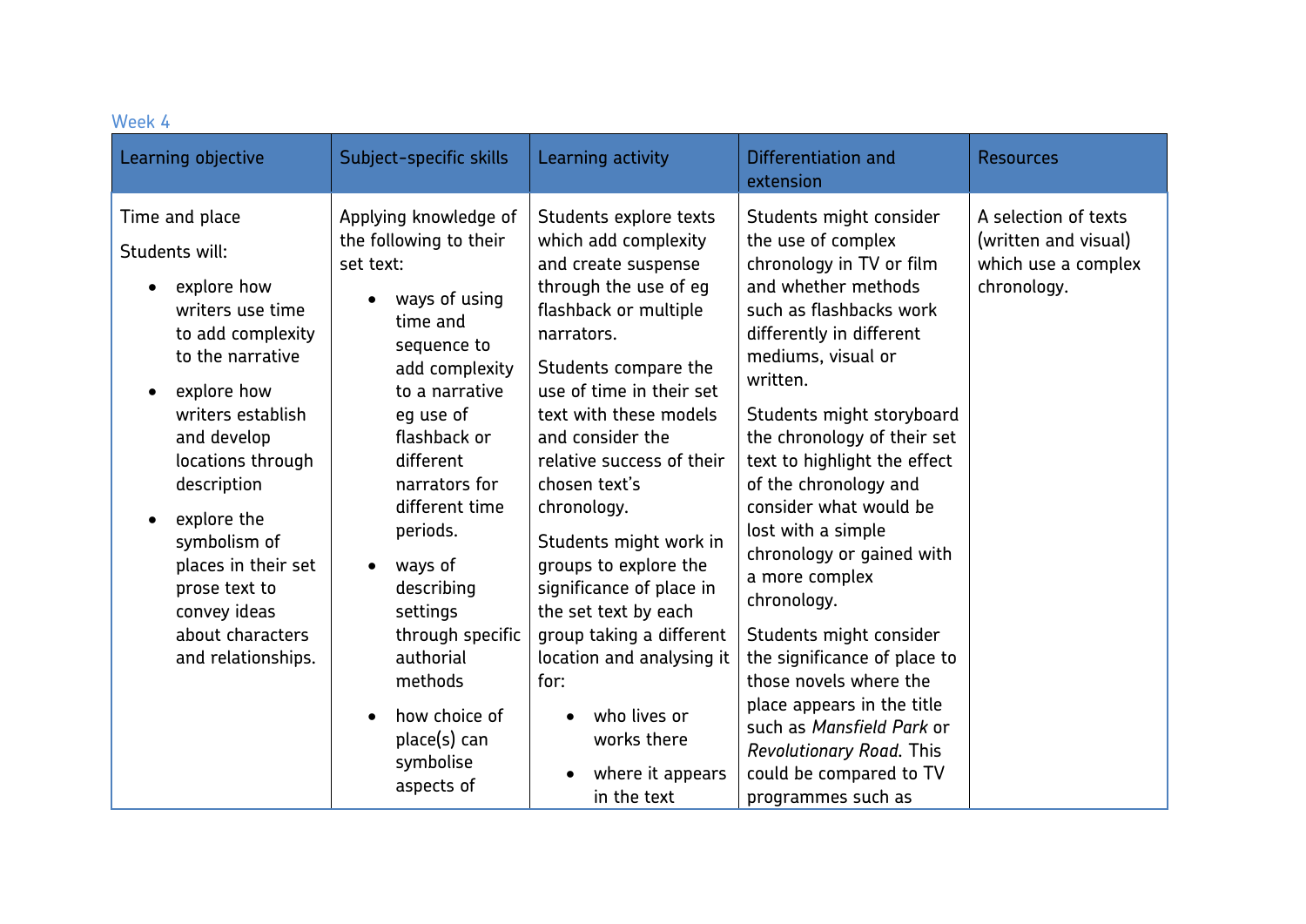Week 4

| Learning objective | Subject-specific skills | Learning activity | Differentiation and extension | Resources |
|---|---|---|---|---|
| Time and place<br>Students will:<br>• explore how writers use time to add complexity to the narrative<br>• explore how writers establish and develop locations through description<br>• explore the symbolism of places in their set prose text to convey ideas about characters and relationships. | Applying knowledge of the following to their set text:<br>• ways of using time and sequence to add complexity to a narrative eg use of flashback or different narrators for different time periods.<br>• ways of describing settings through specific authorial methods<br>• how choice of place(s) can symbolise aspects of | Students explore texts which add complexity and create suspense through the use of eg flashback or multiple narrators.<br>Students compare the use of time in their set text with these models and consider the relative success of their chosen text's chronology.<br>Students might work in groups to explore the significance of place in the set text by each group taking a different location and analysing it for:<br>• who lives or works there<br>• where it appears in the text | Students might consider the use of complex chronology in TV or film and whether methods such as flashbacks work differently in different mediums, visual or written.<br>Students might storyboard the chronology of their set text to highlight the effect of the chronology and consider what would be lost with a simple chronology or gained with a more complex chronology.<br>Students might consider the significance of place to those novels where the place appears in the title such as *Mansfield Park* or *Revolutionary Road*. This could be compared to TV programmes such as | A selection of texts (written and visual) which use a complex chronology. |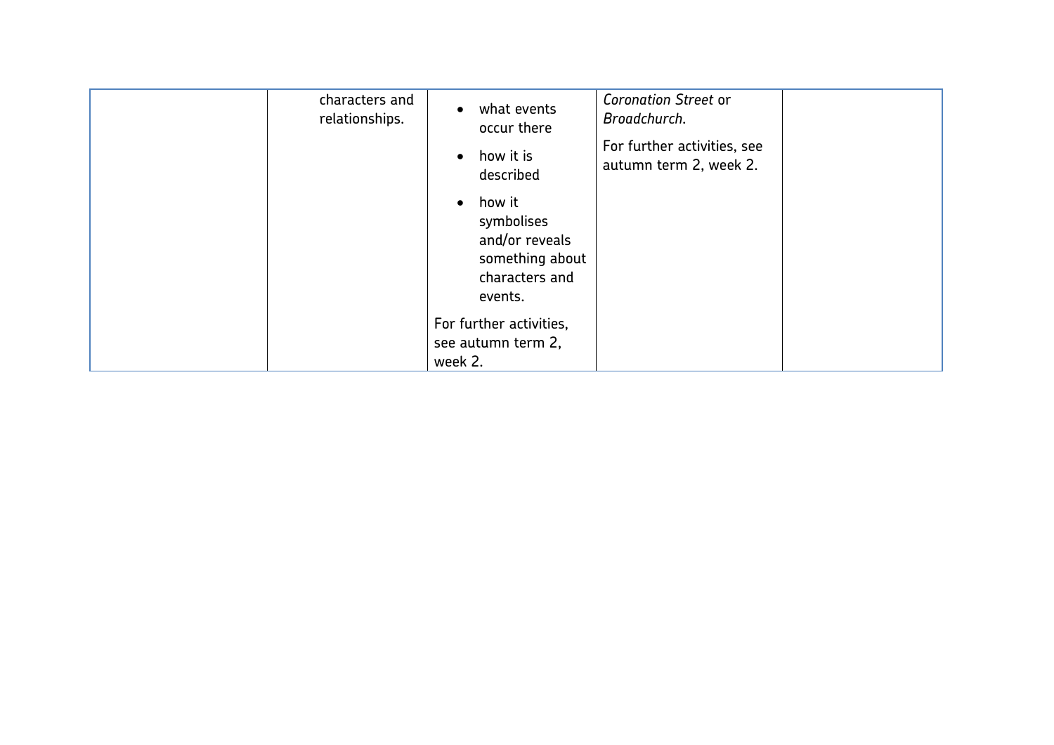|  |  |  |  |  |
|---|---|---|---|---|
|  | characters and relationships. | • what events occur there<br>• how it is described<br>• how it symbolises and/or reveals something about characters and events.<br>For further activities, see autumn term 2, week 2. | *Coronation Street* or *Broadchurch*.<br>For further activities, see autumn term 2, week 2. |  |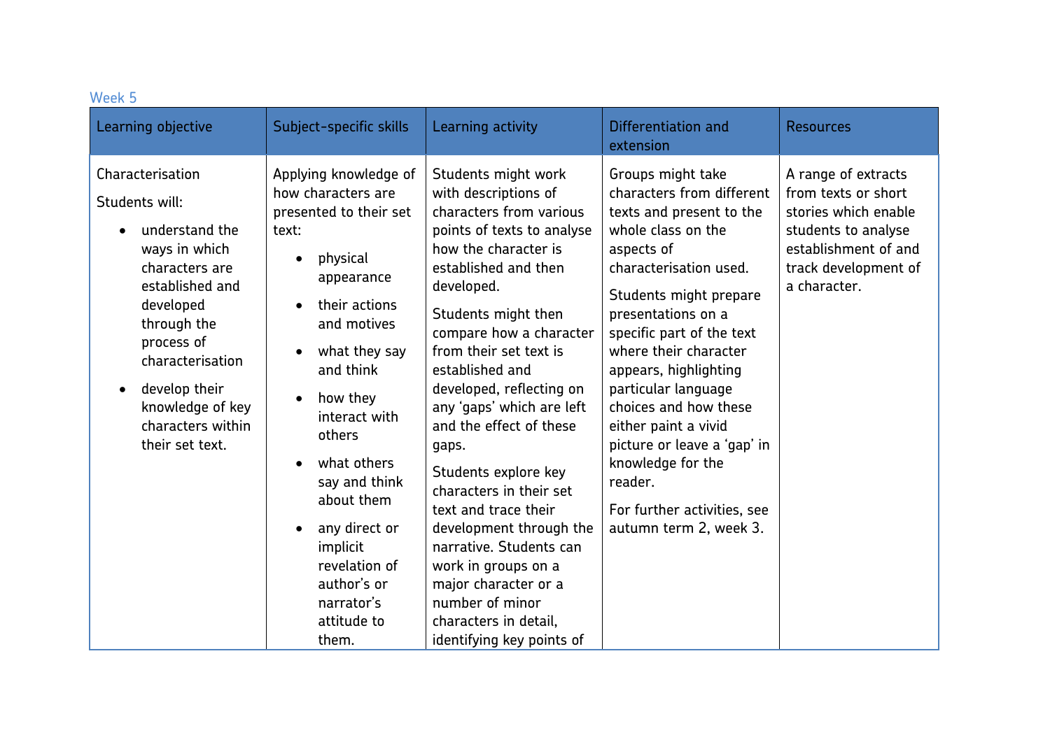Week 5

| Learning objective | Subject-specific skills | Learning activity | Differentiation and extension | Resources |
|---|---|---|---|---|
| Characterisation<br><br>Students will:<br><ul><li>understand the ways in which characters are established and developed through the process of characterisation</li><li>develop their knowledge of key characters within their set text.</li></ul> | Applying knowledge of how characters are presented to their set text:<br><ul><li>physical appearance</li><li>their actions and motives</li><li>what they say and think</li><li>how they interact with others</li><li>what others say and think about them</li><li>any direct or implicit revelation of author's or narrator's attitude to them.</li></ul> | Students might work with descriptions of characters from various points of texts to analyse how the character is established and then developed.<br><br>Students might then compare how a character from their set text is established and developed, reflecting on any 'gaps' which are left and the effect of these gaps.<br><br>Students explore key characters in their set text and trace their development through the narrative. Students can work in groups on a major character or a number of minor characters in detail, identifying key points of | Groups might take characters from different texts and present to the whole class on the aspects of characterisation used.<br><br>Students might prepare presentations on a specific part of the text where their character appears, highlighting particular language choices and how these either paint a vivid picture or leave a 'gap' in knowledge for the reader.<br><br>For further activities, see autumn term 2, week 3. | A range of extracts from texts or short stories which enable students to analyse establishment of and track development of a character. |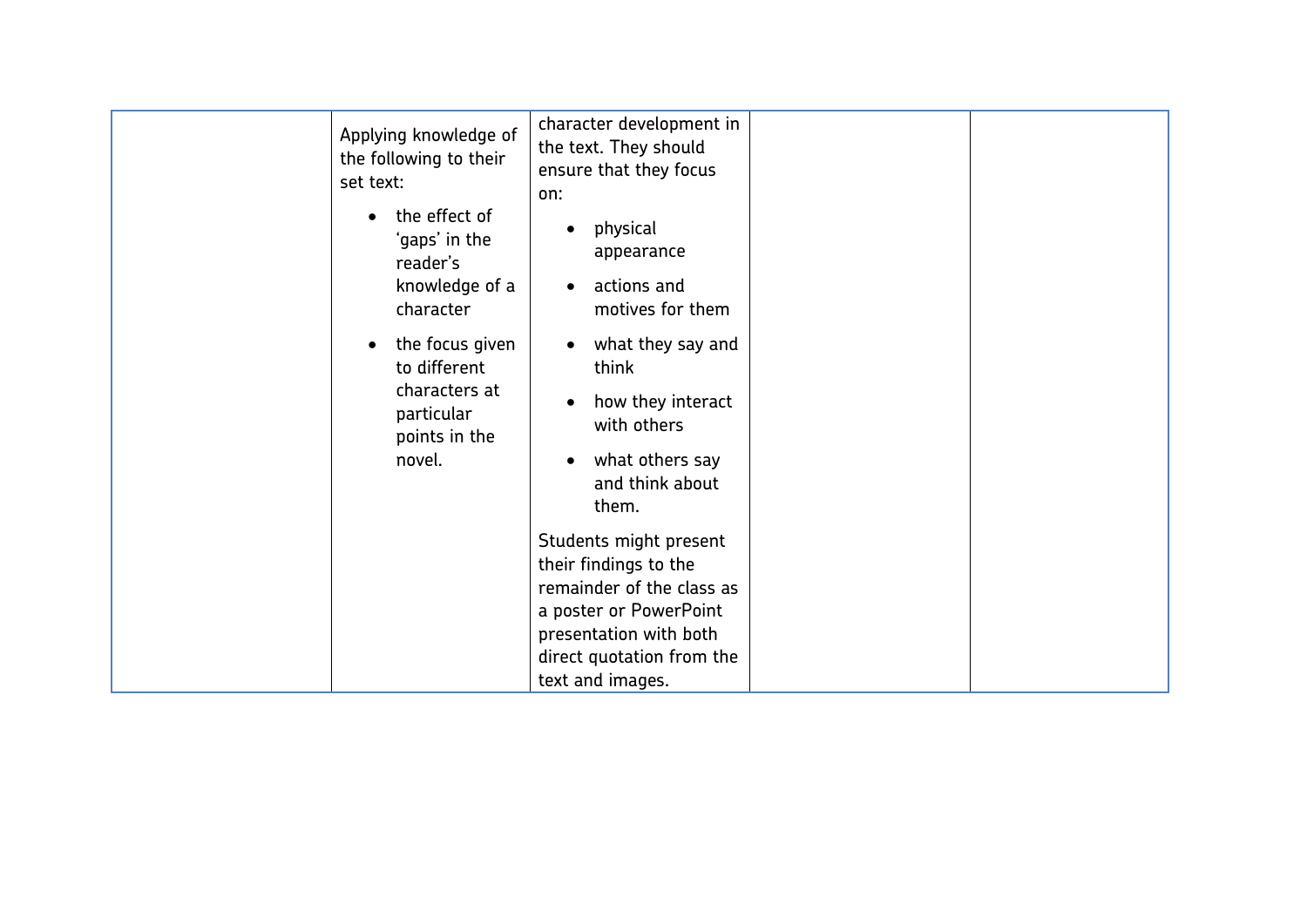| | | | | |
|---|---|---|---|---|
| | Applying knowledge of the following to their set text:<br>• the effect of 'gaps' in the reader's knowledge of a character<br>• the focus given to different characters at particular points in the novel. | character development in the text. They should ensure that they focus on:<br>• physical appearance<br>• actions and motives for them<br>• what they say and think<br>• how they interact with others<br>• what others say and think about them.<br><br>Students might present their findings to the remainder of the class as a poster or PowerPoint presentation with both direct quotation from the text and images. | | |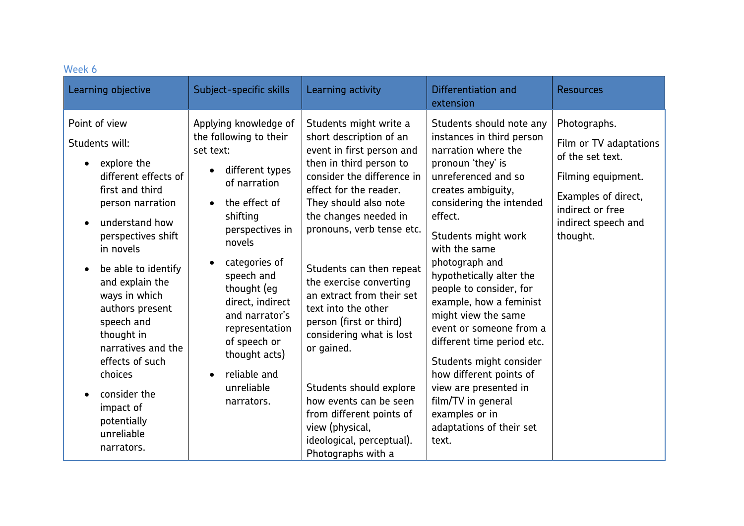Week 6

| Learning objective | Subject-specific skills | Learning activity | Differentiation and extension | Resources |
|---|---|---|---|---|
| Point of view<br><br>Students will:<br><br>• explore the different effects of first and third person narration<br>• understand how perspectives shift in novels<br>• be able to identify and explain the ways in which authors present speech and thought in narratives and the effects of such choices<br>• consider the impact of potentially unreliable narrators. | Applying knowledge of the following to their set text:<br><br>• different types of narration<br>• the effect of shifting perspectives in novels<br>• categories of speech and thought (eg direct, indirect and narrator's representation of speech or thought acts)<br>• reliable and unreliable narrators. | Students might write a short description of an event in first person and then in third person to consider the difference in effect for the reader. They should also note the changes needed in pronouns, verb tense etc.<br><br>Students can then repeat the exercise converting an extract from their set text into the other person (first or third) considering what is lost or gained.<br><br>Students should explore how events can be seen from different points of view (physical, ideological, perceptual). Photographs with a | Students should note any instances in third person narration where the pronoun 'they' is unreferenced and so creates ambiguity, considering the intended effect.<br><br>Students might work with the same photograph and hypothetically alter the people to consider, for example, how a feminist might view the same event or someone from a different time period etc.<br><br>Students might consider how different points of view are presented in film/TV in general examples or in adaptations of their set text. | Photographs.<br><br>Film or TV adaptations of the set text.<br><br>Filming equipment.<br><br>Examples of direct, indirect or free indirect speech and thought. |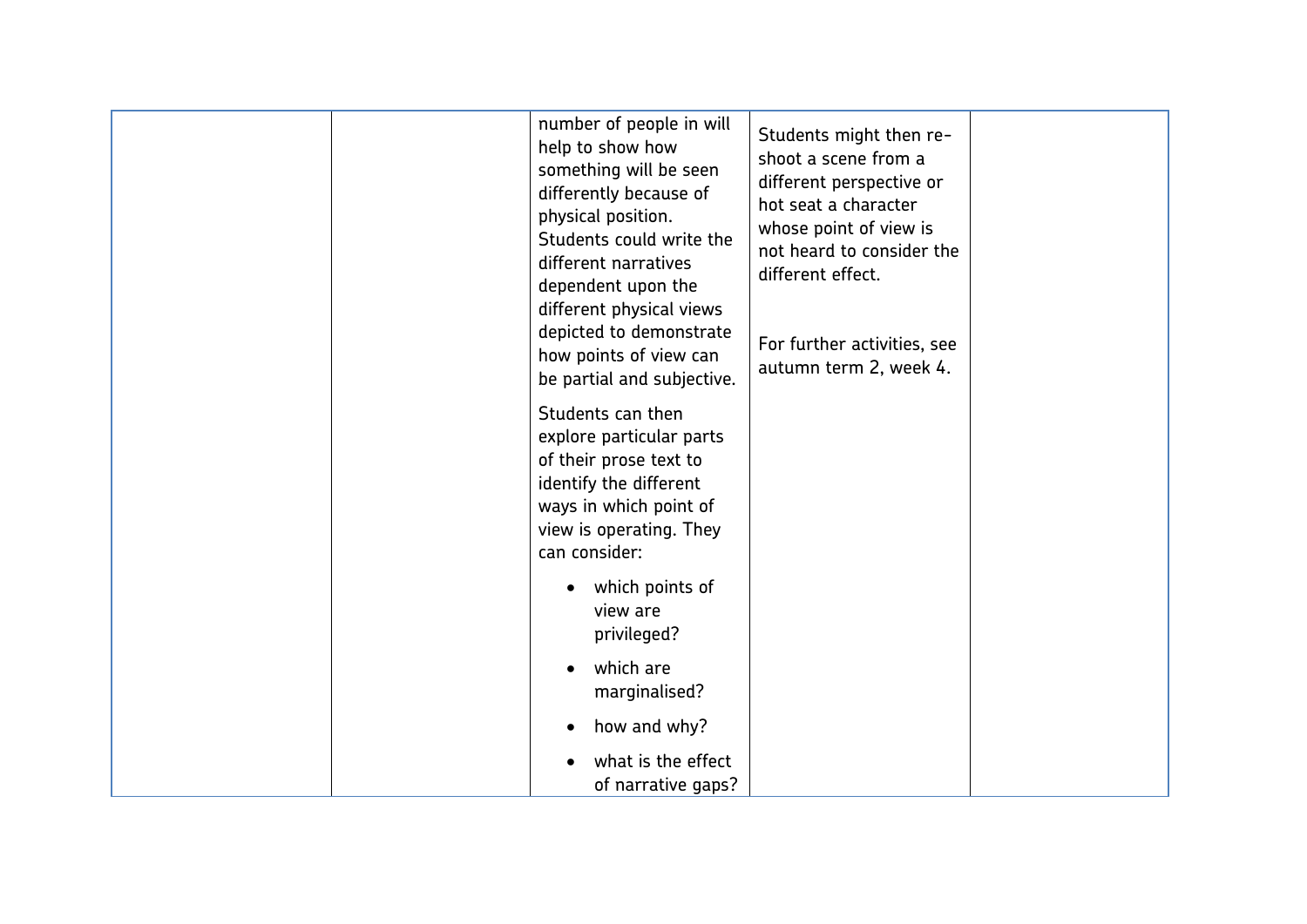|  |  |  |  |  |
|---|---|---|---|---|
|  |  | number of people in will help to show how something will be seen differently because of physical position. Students could write the different narratives dependent upon the different physical views depicted to demonstrate how points of view can be partial and subjective.<br><br>Students can then explore particular parts of their prose text to identify the different ways in which point of view is operating. They can consider:<br><br>• which points of view are privileged?<br>• which are marginalised?<br>• how and why?<br>• what is the effect of narrative gaps? | Students might then re-shoot a scene from a different perspective or hot seat a character whose point of view is not heard to consider the different effect.<br><br>For further activities, see autumn term 2, week 4. |  |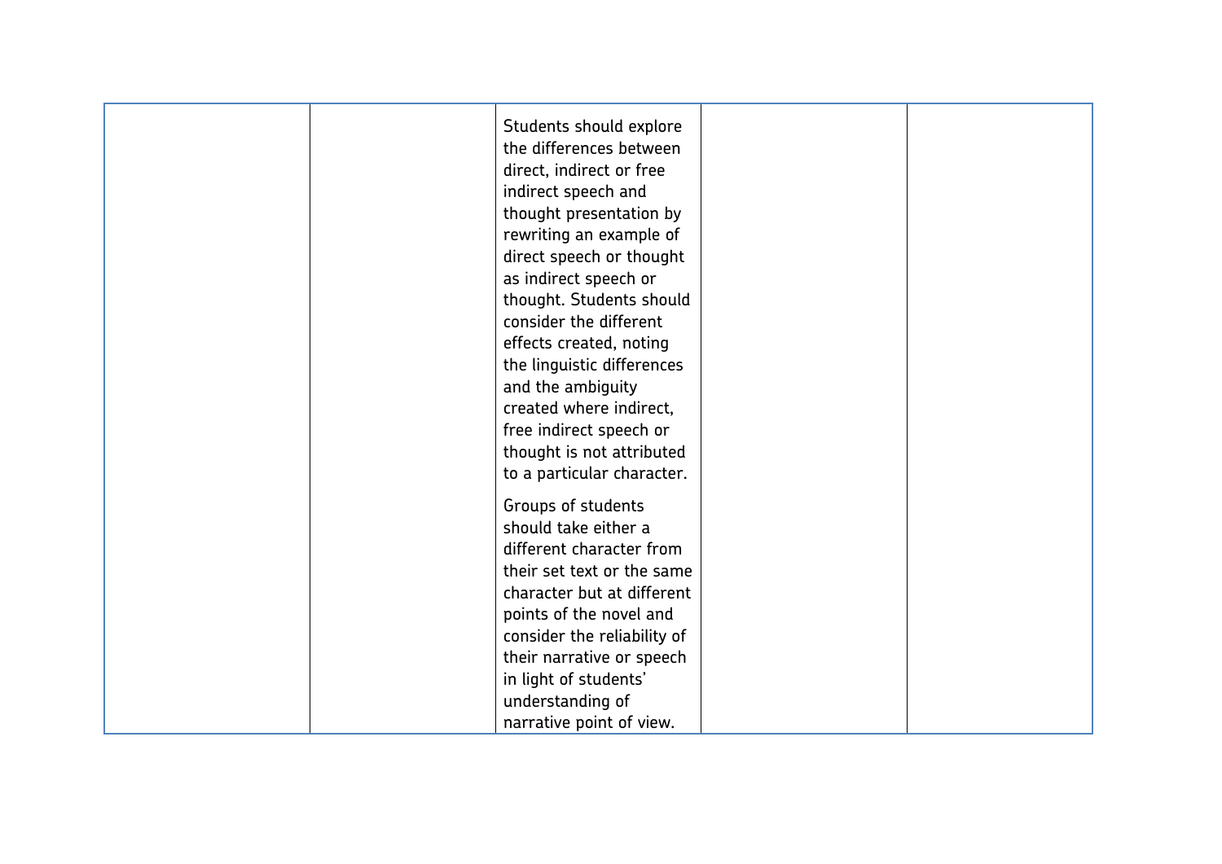|  |  |  |  |  |
|---|---|---|---|---|
|  |  | Students should explore the differences between direct, indirect or free indirect speech and thought presentation by rewriting an example of direct speech or thought as indirect speech or thought. Students should consider the different effects created, noting the linguistic differences and the ambiguity created where indirect, free indirect speech or thought is not attributed to a particular character.<br><br>Groups of students should take either a different character from their set text or the same character but at different points of the novel and consider the reliability of their narrative or speech in light of students' understanding of narrative point of view. |  |  |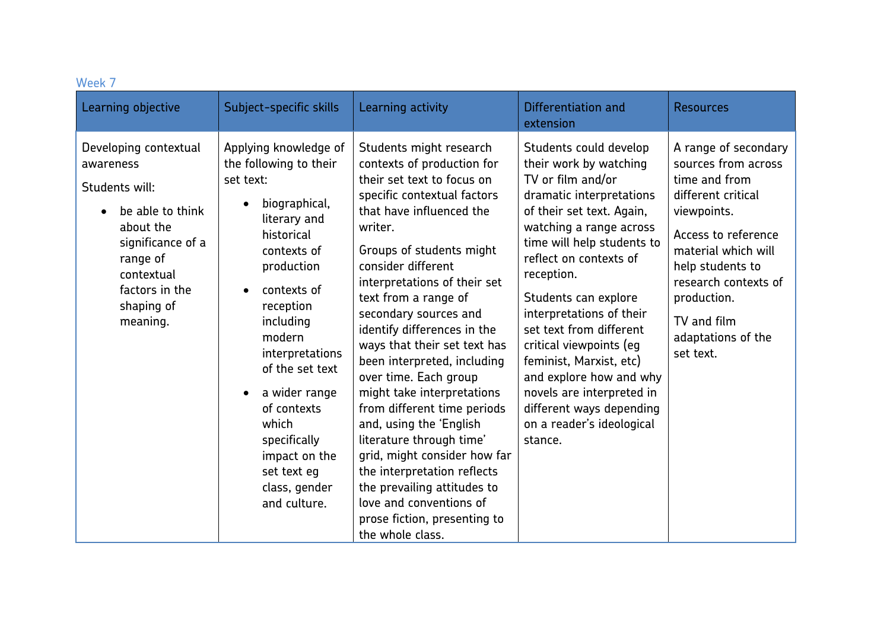Week 7

| Learning objective | Subject-specific skills | Learning activity | Differentiation and extension | Resources |
|---|---|---|---|---|
| Developing contextual awareness<br><br>Students will:<br><br>• be able to think about the significance of a range of contextual factors in the shaping of meaning. | Applying knowledge of the following to their set text:<br><br>• biographical, literary and historical contexts of production<br>• contexts of reception including modern interpretations of the set text<br>• a wider range of contexts which specifically impact on the set text eg class, gender and culture. | Students might research contexts of production for their set text to focus on specific contextual factors that have influenced the writer.<br><br>Groups of students might consider different interpretations of their set text from a range of secondary sources and identify differences in the ways that their set text has been interpreted, including over time. Each group might take interpretations from different time periods and, using the 'English literature through time' grid, might consider how far the interpretation reflects the prevailing attitudes to love and conventions of prose fiction, presenting to the whole class. | Students could develop their work by watching TV or film and/or dramatic interpretations of their set text. Again, watching a range across time will help students to reflect on contexts of reception.<br><br>Students can explore interpretations of their set text from different critical viewpoints (eg feminist, Marxist, etc) and explore how and why novels are interpreted in different ways depending on a reader's ideological stance. | A range of secondary sources from across time and from different critical viewpoints.<br><br>Access to reference material which will help students to research contexts of production.<br><br>TV and film adaptations of the set text. |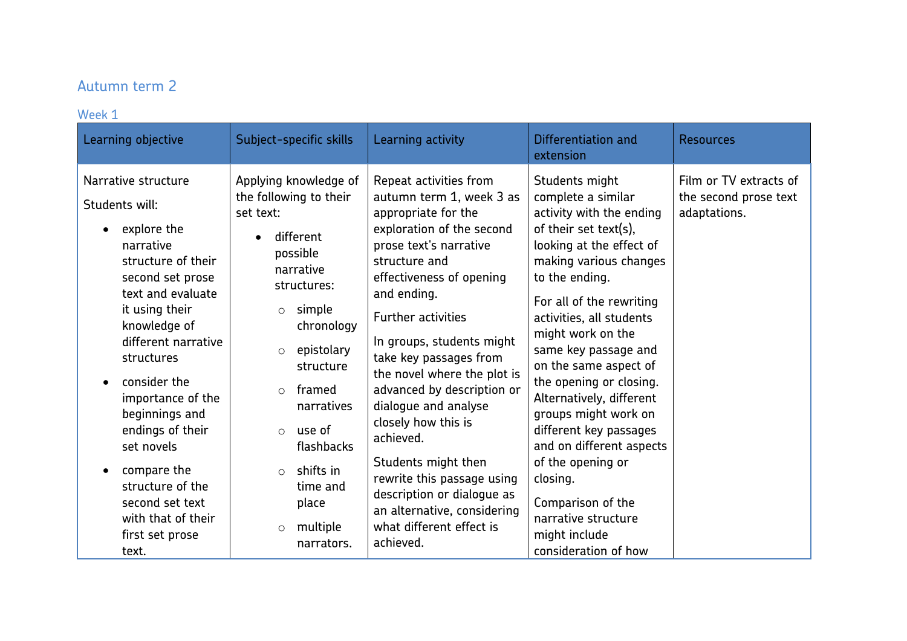## Autumn term 2

### Week 1

| Learning objective | Subject-specific skills | Learning activity | Differentiation and extension | Resources |
|---|---|---|---|---|
| Narrative structure<br><br>Students will:<br><br>• explore the narrative structure of their second set prose text and evaluate it using their knowledge of different narrative structures<br>• consider the importance of the beginnings and endings of their set novels<br>• compare the structure of the second set text with that of their first set prose text. | Applying knowledge of the following to their set text:<br><br>• different possible narrative structures:<br>  ○ simple chronology<br>  ○ epistolary structure<br>  ○ framed narratives<br>  ○ use of flashbacks<br>  ○ shifts in time and place<br>  ○ multiple narrators. | Repeat activities from autumn term 1, week 3 as appropriate for the exploration of the second prose text's narrative structure and effectiveness of opening and ending.<br><br>Further activities<br><br>In groups, students might take key passages from the novel where the plot is advanced by description or dialogue and analyse closely how this is achieved.<br><br>Students might then rewrite this passage using description or dialogue as an alternative, considering what different effect is achieved. | Students might complete a similar activity with the ending of their set text(s), looking at the effect of making various changes to the ending.<br><br>For all of the rewriting activities, all students might work on the same key passage and on the same aspect of the opening or closing. Alternatively, different groups might work on different key passages and on different aspects of the opening or closing.<br><br>Comparison of the narrative structure might include consideration of how | Film or TV extracts of the second prose text adaptations. |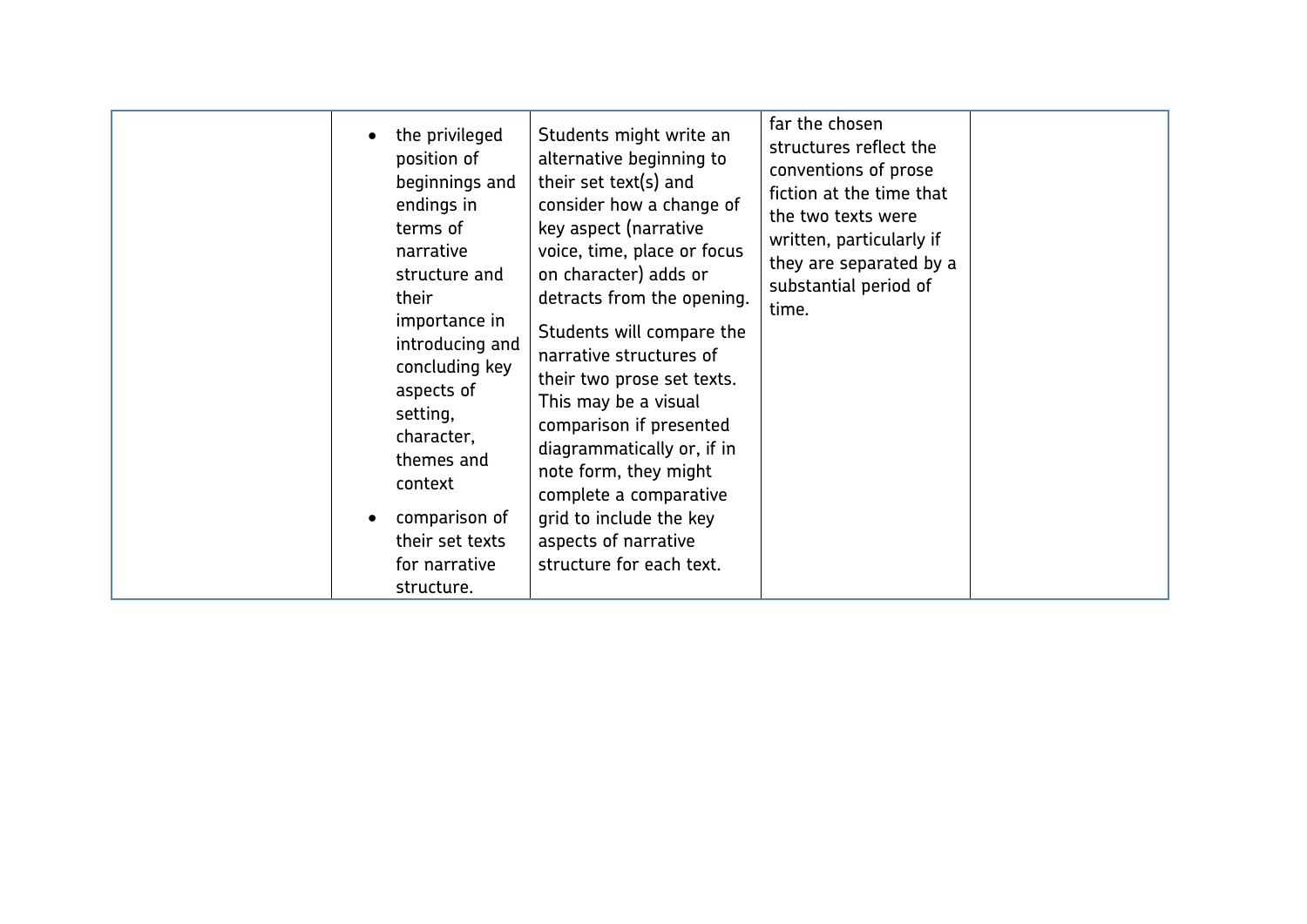| | | | | |
|---|---|---|---|---|
| | • the privileged position of beginnings and endings in terms of narrative structure and their importance in introducing and concluding key aspects of setting, character, themes and context<br>• comparison of their set texts for narrative structure. | Students might write an alternative beginning to their set text(s) and consider how a change of key aspect (narrative voice, time, place or focus on character) adds or detracts from the opening.<br><br>Students will compare the narrative structures of their two prose set texts. This may be a visual comparison if presented diagrammatically or, if in note form, they might complete a comparative grid to include the key aspects of narrative structure for each text. | far the chosen structures reflect the conventions of prose fiction at the time that the two texts were written, particularly if they are separated by a substantial period of time. | |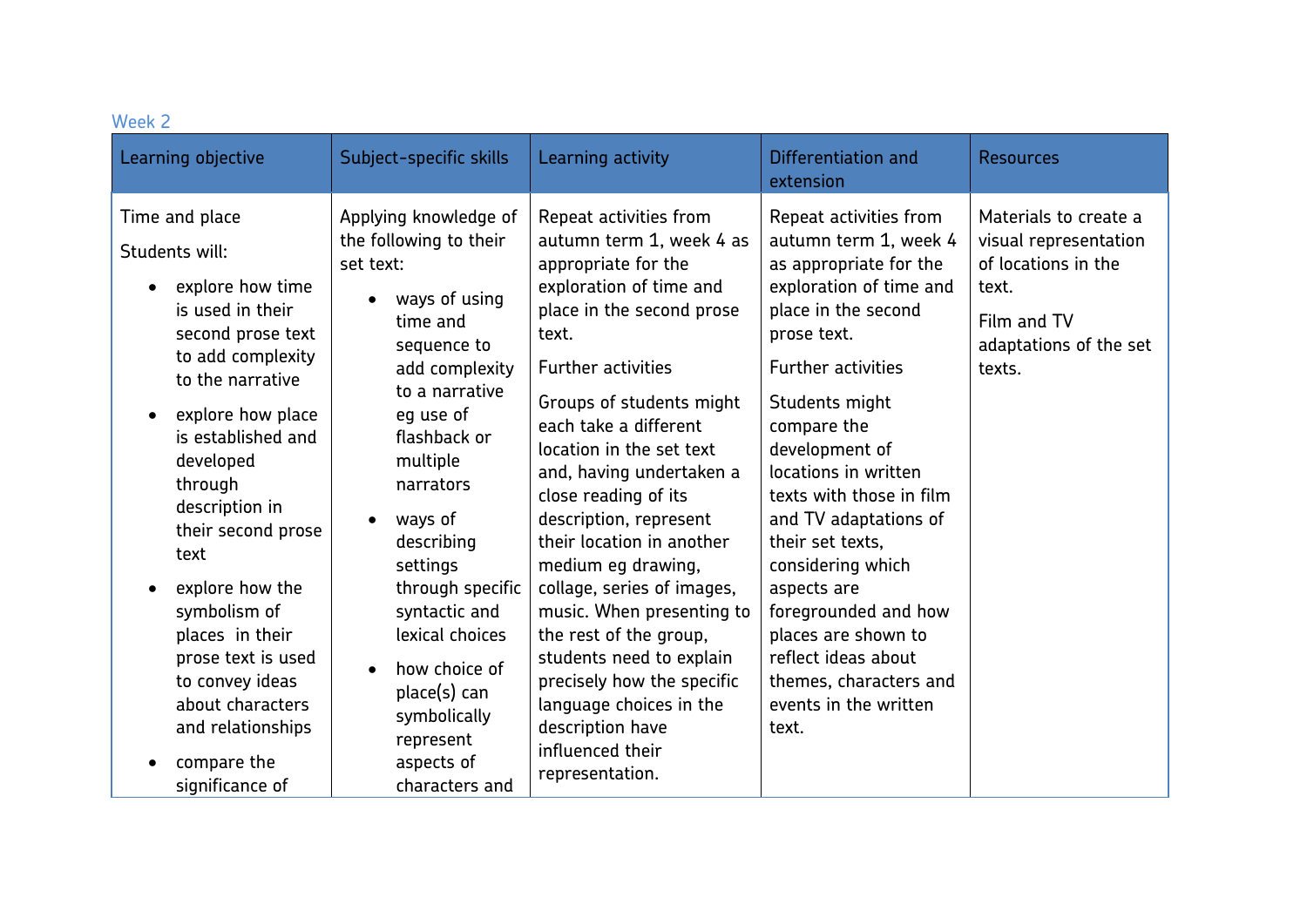### Week 2

| Learning objective | Subject-specific skills | Learning activity | Differentiation and extension | Resources |
|---|---|---|---|---|
| Time and place<br><br>Students will:<br><ul><li>explore how time is used in their second prose text to add complexity to the narrative</li><li>explore how place is established and developed through description in their second prose text</li><li>explore how the symbolism of places in their prose text is used to convey ideas about characters and relationships</li><li>compare the significance of</li></ul> | Applying knowledge of the following to their set text:<br><ul><li>ways of using time and sequence to add complexity to a narrative eg use of flashback or multiple narrators</li><li>ways of describing settings through specific syntactic and lexical choices</li><li>how choice of place(s) can symbolically represent aspects of characters and</li></ul> | Repeat activities from autumn term 1, week 4 as appropriate for the exploration of time and place in the second prose text.<br><br>Further activities<br><br>Groups of students might each take a different location in the set text and, having undertaken a close reading of its description, represent their location in another medium eg drawing, collage, series of images, music. When presenting to the rest of the group, students need to explain precisely how the specific language choices in the description have influenced their representation. | Repeat activities from autumn term 1, week 4 as appropriate for the exploration of time and place in the second prose text.<br><br>Further activities<br><br>Students might compare the development of locations in written texts with those in film and TV adaptations of their set texts, considering which aspects are foregrounded and how places are shown to reflect ideas about themes, characters and events in the written text. | Materials to create a visual representation of locations in the text.<br><br>Film and TV adaptations of the set texts. |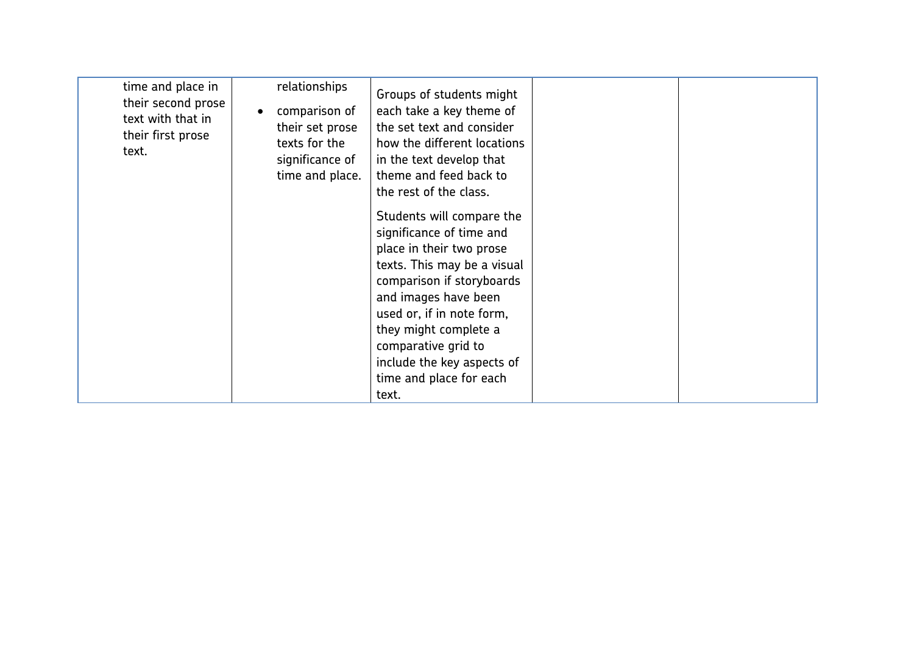| | | | | |
|---|---|---|---|---|
| time and place in their second prose text with that in their first prose text. | relationships<br>• comparison of their set prose texts for the significance of time and place. | Groups of students might each take a key theme of the set text and consider how the different locations in the text develop that theme and feed back to the rest of the class.<br><br>Students will compare the significance of time and place in their two prose texts. This may be a visual comparison if storyboards and images have been used or, if in note form, they might complete a comparative grid to include the key aspects of time and place for each text. | | |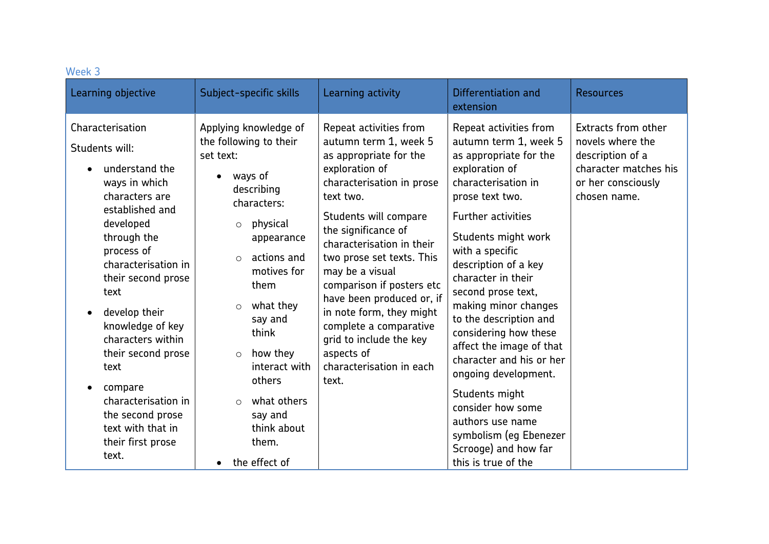Week 3

| Learning objective | Subject-specific skills | Learning activity | Differentiation and extension | Resources |
|---|---|---|---|---|
| Characterisation<br><br>Students will:<br>• understand the ways in which characters are established and developed through the process of characterisation in their second prose text<br>• develop their knowledge of key characters within their second prose text<br>• compare characterisation in the second prose text with that in their first prose text. | Applying knowledge of the following to their set text:<br>• ways of describing characters:<br>&nbsp;&nbsp;○ physical appearance<br>&nbsp;&nbsp;○ actions and motives for them<br>&nbsp;&nbsp;○ what they say and think<br>&nbsp;&nbsp;○ how they interact with others<br>&nbsp;&nbsp;○ what others say and think about them.<br>• the effect of | Repeat activities from autumn term 1, week 5 as appropriate for the exploration of characterisation in prose text two.<br><br>Students will compare the significance of characterisation in their two prose set texts. This may be a visual comparison if posters etc have been produced or, if in note form, they might complete a comparative grid to include the key aspects of characterisation in each text. | Repeat activities from autumn term 1, week 5 as appropriate for the exploration of characterisation in prose text two.<br><br>Further activities<br><br>Students might work with a specific description of a key character in their second prose text, making minor changes to the description and considering how these affect the image of that character and his or her ongoing development.<br><br>Students might consider how some authors use name symbolism (eg Ebenezer Scrooge) and how far this is true of the | Extracts from other novels where the description of a character matches his or her consciously chosen name. |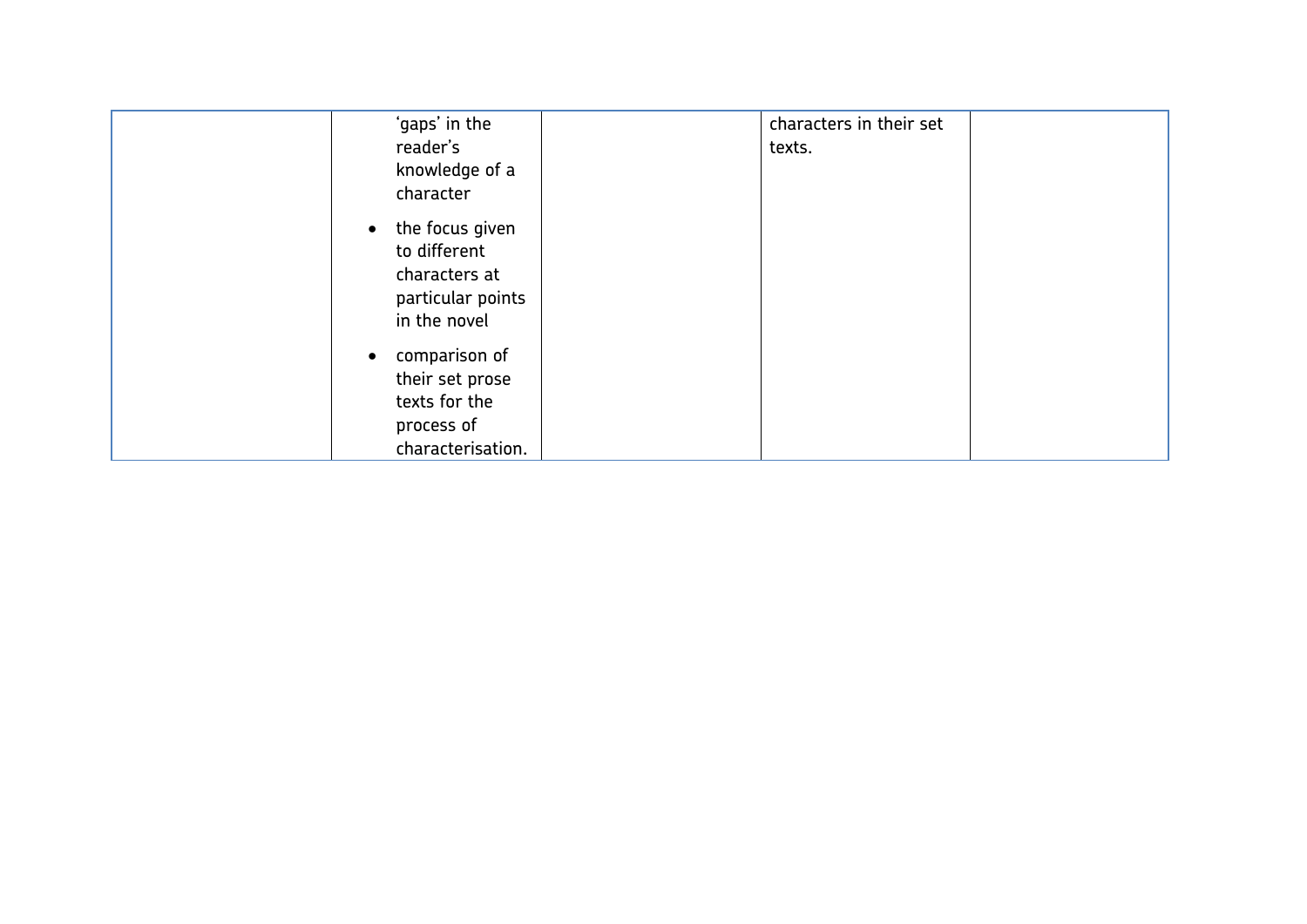| | | | | |
|---|---|---|---|---|
| | ‘gaps’ in the reader’s knowledge of a character<br>• the focus given to different characters at particular points in the novel<br>• comparison of their set prose texts for the process of characterisation. | | characters in their set texts. | |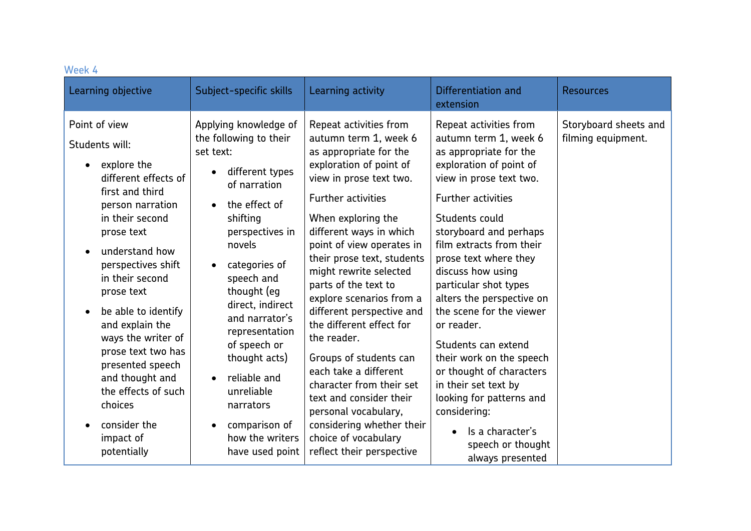Week 4

| Learning objective | Subject-specific skills | Learning activity | Differentiation and extension | Resources |
|---|---|---|---|---|
| Point of view<br><br>Students will:<br><br>• explore the different effects of first and third person narration in their second prose text<br>• understand how perspectives shift in their second prose text<br>• be able to identify and explain the ways the writer of prose text two has presented speech and thought and the effects of such choices<br>• consider the impact of potentially | Applying knowledge of the following to their set text:<br><br>• different types of narration<br>• the effect of shifting perspectives in novels<br>• categories of speech and thought (eg direct, indirect and narrator's representation of speech or thought acts)<br>• reliable and unreliable narrators<br>• comparison of how the writers have used point | Repeat activities from autumn term 1, week 6 as appropriate for the exploration of point of view in prose text two.<br><br>Further activities<br><br>When exploring the different ways in which point of view operates in their prose text, students might rewrite selected parts of the text to explore scenarios from a different perspective and the different effect for the reader.<br><br>Groups of students can each take a different character from their set text and consider their personal vocabulary, considering whether their choice of vocabulary reflect their perspective | Repeat activities from autumn term 1, week 6 as appropriate for the exploration of point of view in prose text two.<br><br>Further activities<br><br>Students could storyboard and perhaps film extracts from their prose text where they discuss how using particular shot types alters the perspective on the scene for the viewer or reader.<br><br>Students can extend their work on the speech or thought of characters in their set text by looking for patterns and considering:<br><br>• Is a character's speech or thought always presented | Storyboard sheets and filming equipment. |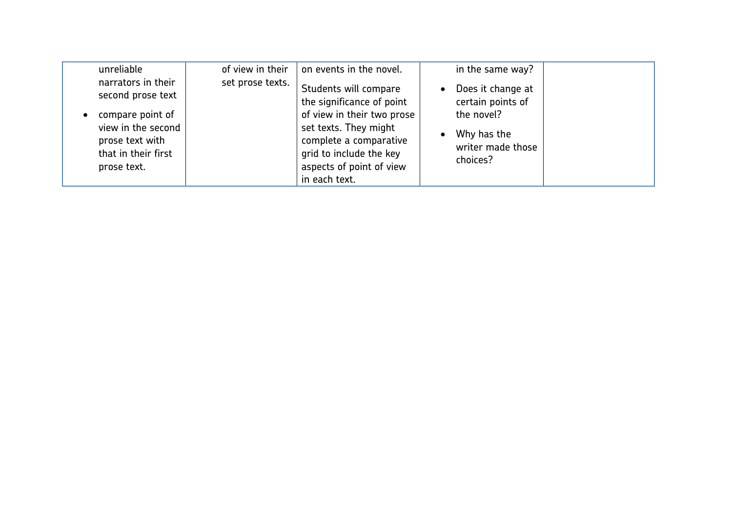| | | | | |
|---|---|---|---|---|
| unreliable narrators in their second prose text<br>• compare point of view in the second prose text with that in their first prose text. | of view in their set prose texts. | on events in the novel.<br>Students will compare the significance of point of view in their two prose set texts. They might complete a comparative grid to include the key aspects of point of view in each text. | in the same way?<br>• Does it change at certain points of the novel?<br>• Why has the writer made those choices? | |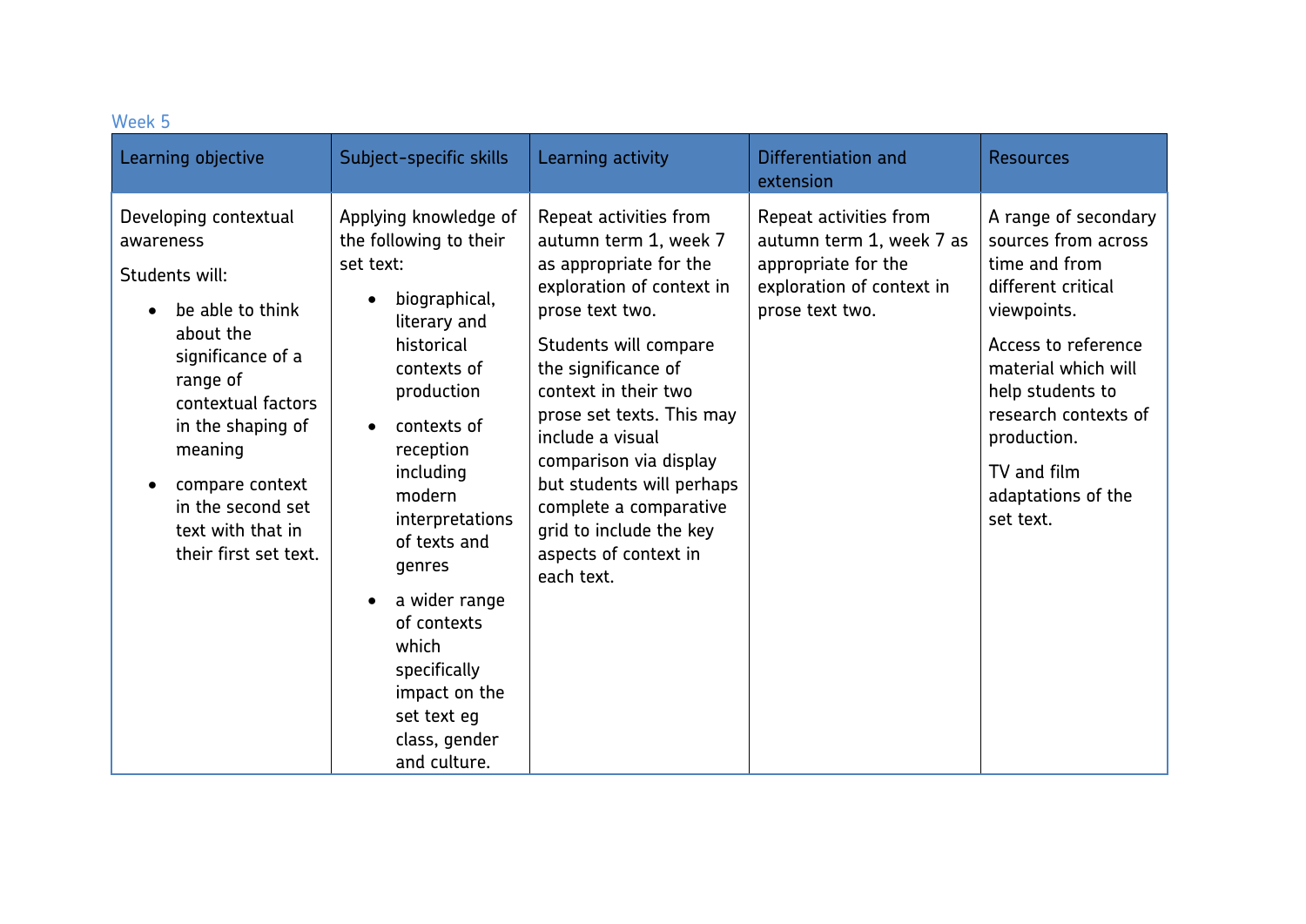### Week 5

| Learning objective | Subject-specific skills | Learning activity | Differentiation and extension | Resources |
|---|---|---|---|---|
| Developing contextual awareness<br><br>Students will:<br>• be able to think about the significance of a range of contextual factors in the shaping of meaning<br>• compare context in the second set text with that in their first set text. | Applying knowledge of the following to their set text:<br>• biographical, literary and historical contexts of production<br>• contexts of reception including modern interpretations of texts and genres<br>• a wider range of contexts which specifically impact on the set text eg class, gender and culture. | Repeat activities from autumn term 1, week 7 as appropriate for the exploration of context in prose text two.<br><br>Students will compare the significance of context in their two prose set texts. This may include a visual comparison via display but students will perhaps complete a comparative grid to include the key aspects of context in each text. | Repeat activities from autumn term 1, week 7 as appropriate for the exploration of context in prose text two. | A range of secondary sources from across time and from different critical viewpoints.<br><br>Access to reference material which will help students to research contexts of production.<br><br>TV and film adaptations of the set text. |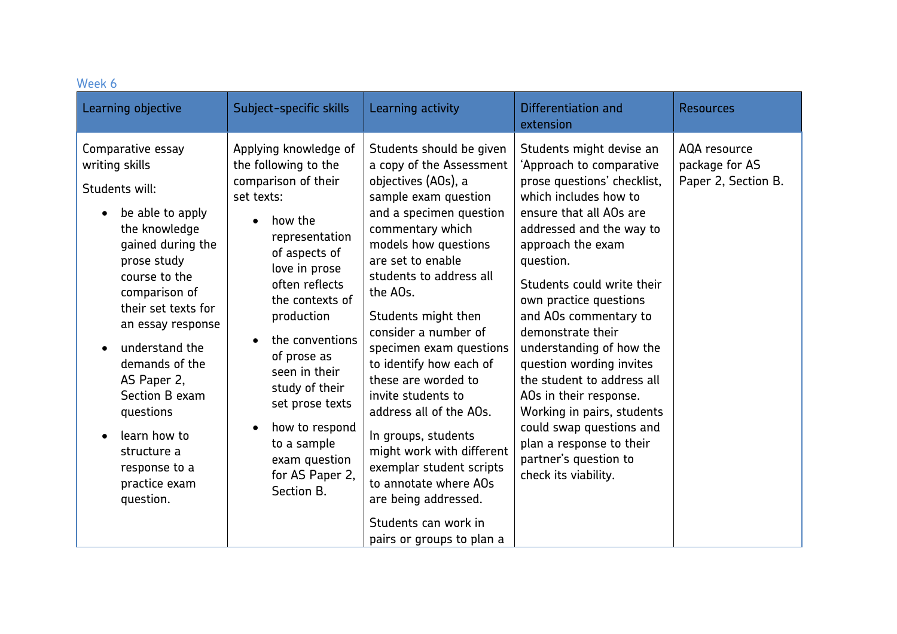### Week 6

| Learning objective | Subject-specific skills | Learning activity | Differentiation and extension | Resources |
|---|---|---|---|---|
| Comparative essay writing skills<br><br>Students will:<br><ul><li>be able to apply the knowledge gained during the prose study course to the comparison of their set texts for an essay response</li><li>understand the demands of the AS Paper 2, Section B exam questions</li><li>learn how to structure a response to a practice exam question.</li></ul> | Applying knowledge of the following to the comparison of their set texts:<br><ul><li>how the representation of aspects of love in prose often reflects the contexts of production</li><li>the conventions of prose as seen in their study of their set prose texts</li><li>how to respond to a sample exam question for AS Paper 2, Section B.</li></ul> | Students should be given a copy of the Assessment objectives (AOs), a sample exam question and a specimen question commentary which models how questions are set to enable students to address all the AOs.<br><br>Students might then consider a number of specimen exam questions to identify how each of these are worded to invite students to address all of the AOs.<br><br>In groups, students might work with different exemplar student scripts to annotate where AOs are being addressed.<br><br>Students can work in pairs or groups to plan a | Students might devise an 'Approach to comparative prose questions' checklist, which includes how to ensure that all AOs are addressed and the way to approach the exam question.<br><br>Students could write their own practice questions and AOs commentary to demonstrate their understanding of how the question wording invites the student to address all AOs in their response. Working in pairs, students could swap questions and plan a response to their partner's question to check its viability. | AQA resource package for AS Paper 2, Section B. |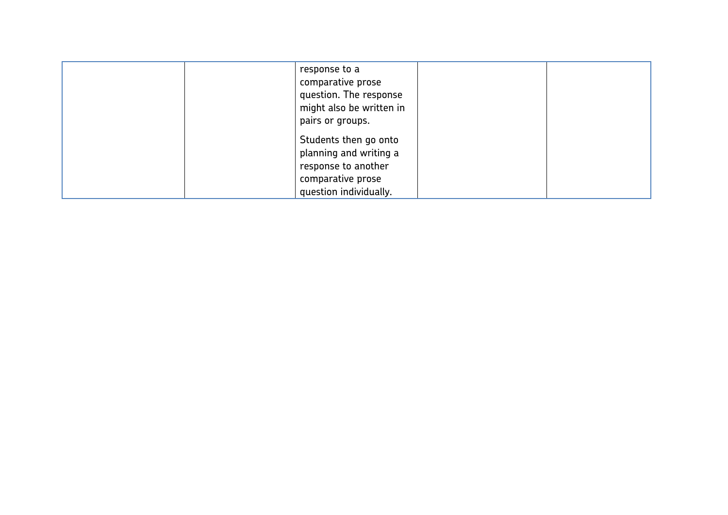| | | | | |
|---|---|---|---|---|
| | | response to a comparative prose question. The response might also be written in pairs or groups.<br><br>Students then go onto planning and writing a response to another comparative prose question individually. | | |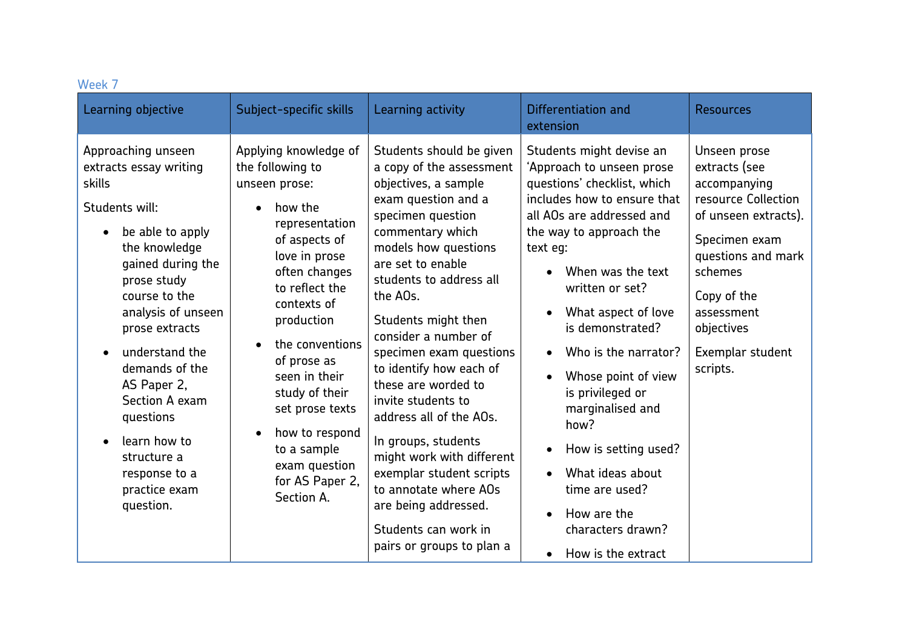Week 7

| Learning objective | Subject-specific skills | Learning activity | Differentiation and extension | Resources |
|---|---|---|---|---|
| Approaching unseen extracts essay writing skills<br><br>Students will:<br>• be able to apply the knowledge gained during the prose study course to the analysis of unseen prose extracts<br>• understand the demands of the AS Paper 2, Section A exam questions<br>• learn how to structure a response to a practice exam question. | Applying knowledge of the following to unseen prose:<br>• how the representation of aspects of love in prose often changes to reflect the contexts of production<br>• the conventions of prose as seen in their study of their set prose texts<br>• how to respond to a sample exam question for AS Paper 2, Section A. | Students should be given a copy of the assessment objectives, a sample exam question and a specimen question commentary which models how questions are set to enable students to address all the AOs.<br><br>Students might then consider a number of specimen exam questions to identify how each of these are worded to invite students to address all of the AOs.<br><br>In groups, students might work with different exemplar student scripts to annotate where AOs are being addressed.<br><br>Students can work in pairs or groups to plan a | Students might devise an 'Approach to unseen prose questions' checklist, which includes how to ensure that all AOs are addressed and the way to approach the text eg:<br>• When was the text written or set?<br>• What aspect of love is demonstrated?<br>• Who is the narrator?<br>• Whose point of view is privileged or marginalised and how?<br>• How is setting used?<br>• What ideas about time are used?<br>• How are the characters drawn?<br>• How is the extract | Unseen prose extracts (see accompanying resource Collection of unseen extracts).<br><br>Specimen exam questions and mark schemes<br><br>Copy of the assessment objectives<br><br>Exemplar student scripts. |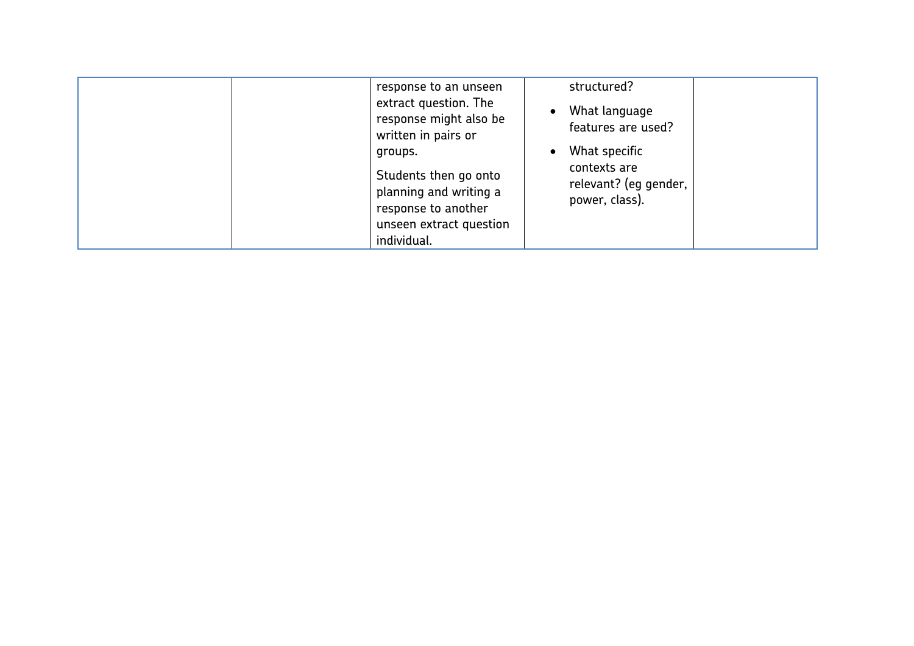|  |  |  |  |  |
|---|---|---|---|---|
|  |  | response to an unseen extract question. The response might also be written in pairs or groups.<br><br>Students then go onto planning and writing a response to another unseen extract question individual. | structured?<br>• What language features are used?<br>• What specific contexts are relevant? (eg gender, power, class). |  |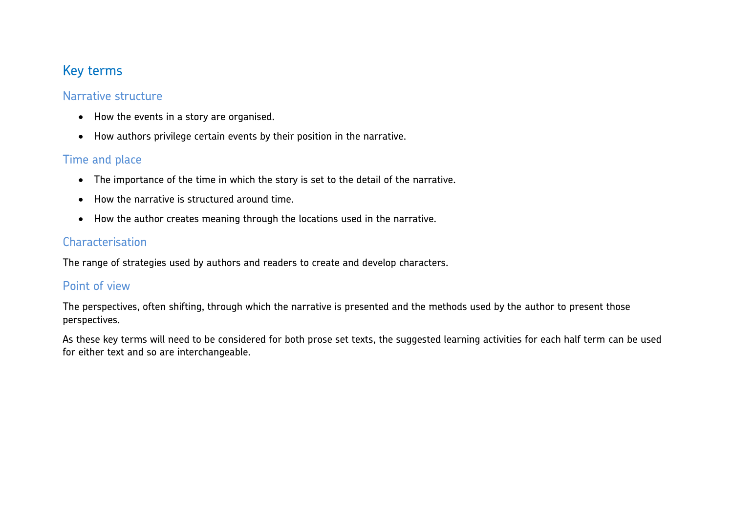## Key terms

### Narrative structure

- How the events in a story are organised.
- How authors privilege certain events by their position in the narrative.

### Time and place

- The importance of the time in which the story is set to the detail of the narrative.
- How the narrative is structured around time.
- How the author creates meaning through the locations used in the narrative.

### Characterisation

The range of strategies used by authors and readers to create and develop characters.

### Point of view

The perspectives, often shifting, through which the narrative is presented and the methods used by the author to present those perspectives.

As these key terms will need to be considered for both prose set texts, the suggested learning activities for each half term can be used for either text and so are interchangeable.